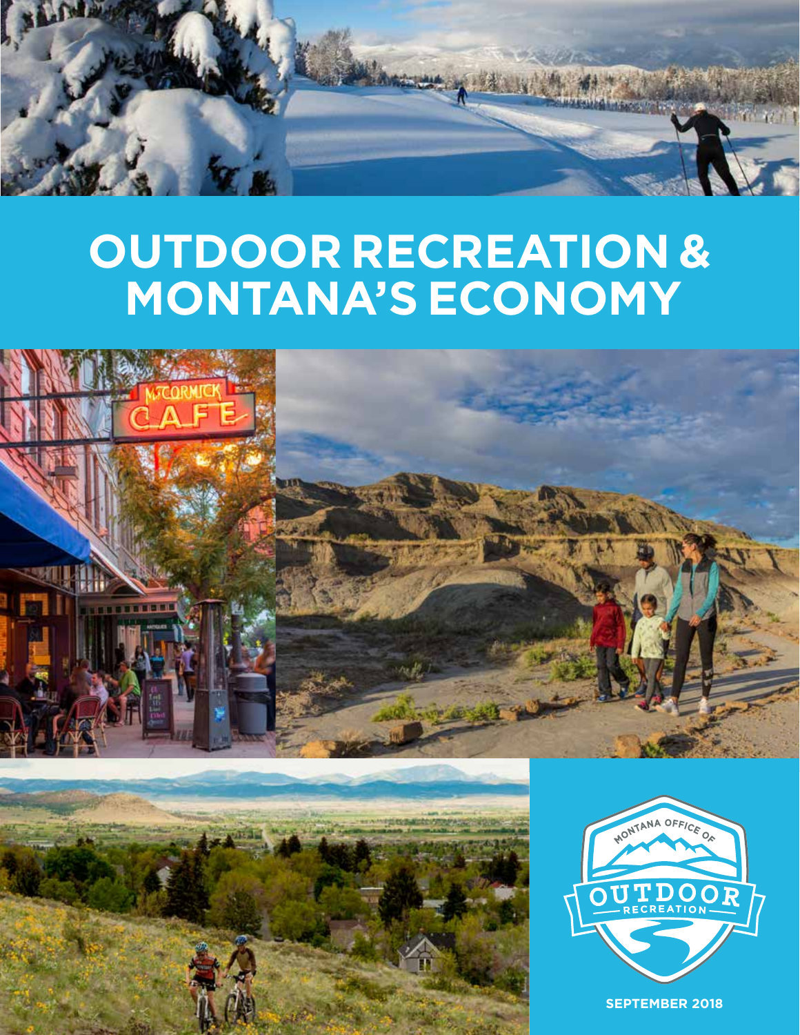# OUTDOOR RECREATION & MONTANA'S ECONOMY

MONTANA OFFICE OF OUTDOOR RECREATION

SEPTEMBER 2018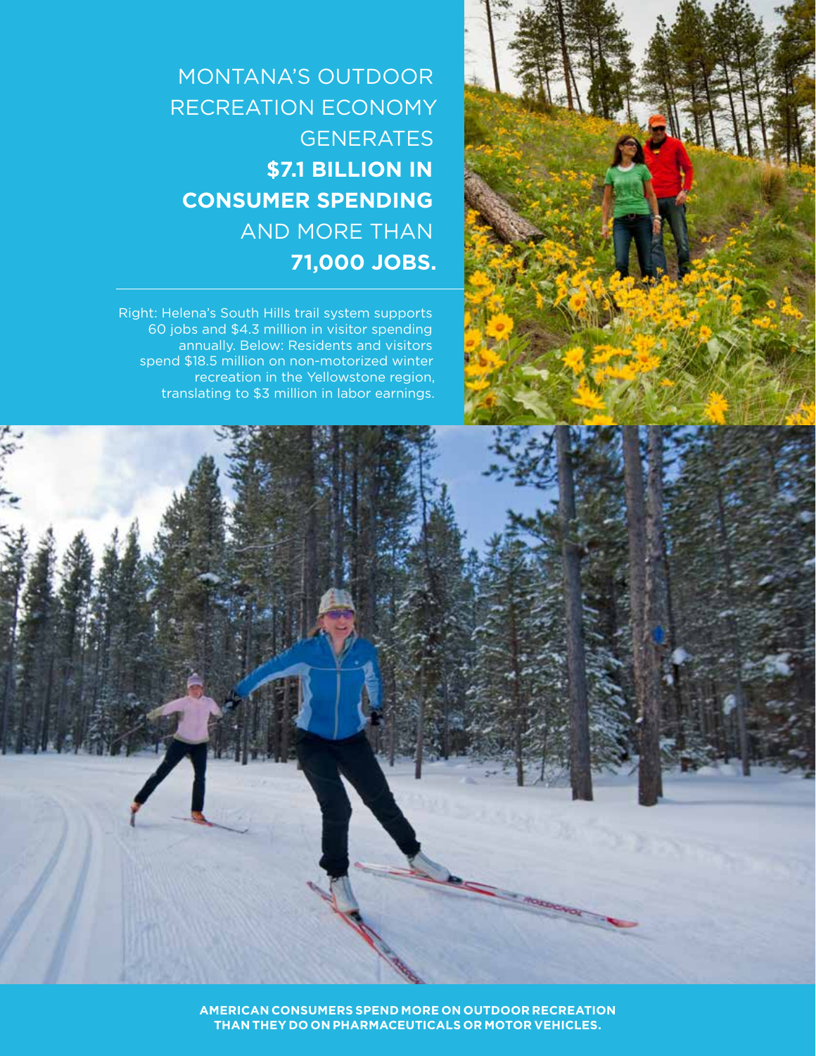MONTANA'S OUTDOOR RECREATION ECONOMY GENERATES **$7.1 BILLION IN CONSUMER SPENDING** AND MORE THAN **71,000 JOBS.**

Right: Helena's South Hills trail system supports 60 jobs and $4.3 million in visitor spending annually. Below: Residents and visitors spend $18.5 million on non-motorized winter recreation in the Yellowstone region, translating to $3 million in labor earnings.

**AMERICAN CONSUMERS SPEND MORE ON OUTDOOR RECREATION THAN THEY DO ON PHARMACEUTICALS OR MOTOR VEHICLES.**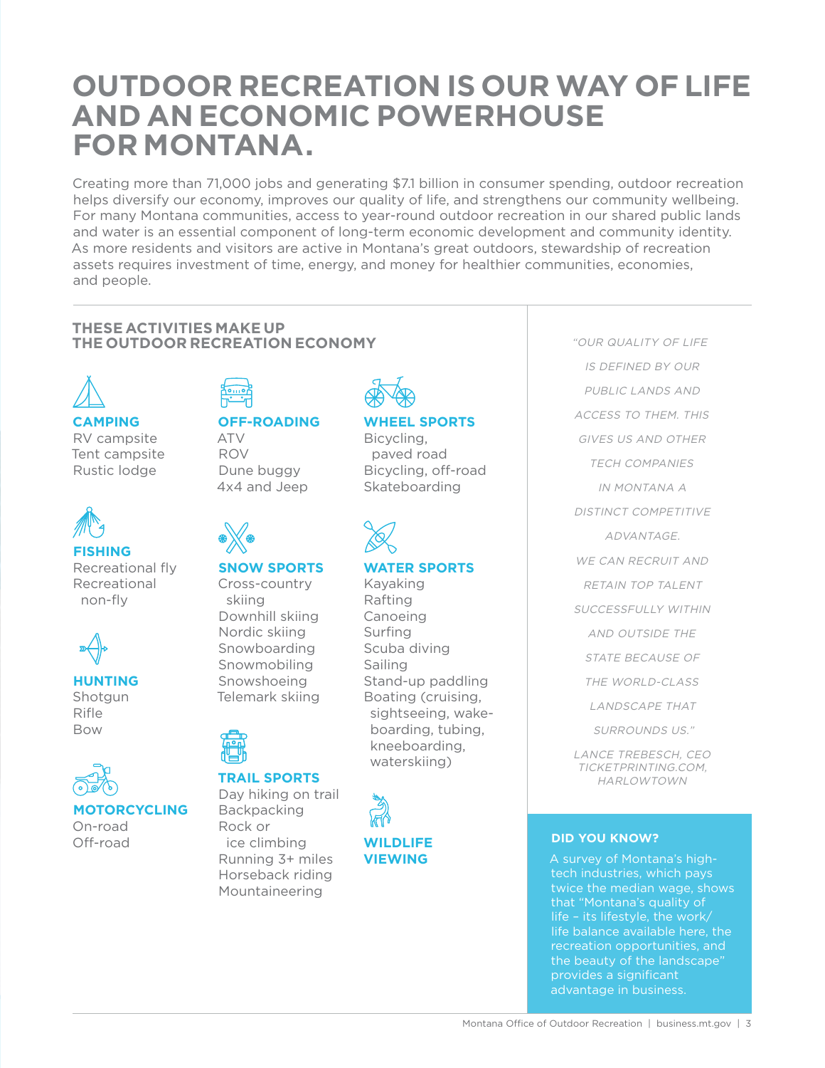# OUTDOOR RECREATION IS OUR WAY OF LIFE AND AN ECONOMIC POWERHOUSE FOR MONTANA.

Creating more than 71,000 jobs and generating $7.1 billion in consumer spending, outdoor recreation helps diversify our economy, improves our quality of life, and strengthens our community wellbeing. For many Montana communities, access to year-round outdoor recreation in our shared public lands and water is an essential component of long-term economic development and community identity. As more residents and visitors are active in Montana's great outdoors, stewardship of recreation assets requires investment of time, energy, and money for healthier communities, economies, and people.

## THESE ACTIVITIES MAKE UP THE OUTDOOR RECREATION ECONOMY

### CAMPING
- RV campsite
- Tent campsite
- Rustic lodge

### FISHING
- Recreational fly
- Recreational non-fly

### HUNTING
- Shotgun
- Rifle
- Bow

### MOTORCYCLING
- On-road
- Off-road

### OFF-ROADING
- ATV
- ROV
- Dune buggy
- 4x4 and Jeep

### SNOW SPORTS
- Cross-country skiing
- Downhill skiing
- Nordic skiing
- Snowboarding
- Snowmobiling
- Snowshoeing
- Telemark skiing

### TRAIL SPORTS
- Day hiking on trail
- Backpacking
- Rock or ice climbing
- Running 3+ miles
- Horseback riding
- Mountaineering

### WHEEL SPORTS
- Bicycling, paved road
- Bicycling, off-road
- Skateboarding

### WATER SPORTS
- Kayaking
- Rafting
- Canoeing
- Surfing
- Scuba diving
- Sailing
- Stand-up paddling
- Boating (cruising, sightseeing, wakeboarding, tubing, kneeboarding, waterskiing)

### WILDLIFE VIEWING

*"OUR QUALITY OF LIFE IS DEFINED BY OUR PUBLIC LANDS AND ACCESS TO THEM. THIS GIVES US AND OTHER TECH COMPANIES IN MONTANA A DISTINCT COMPETITIVE ADVANTAGE. WE CAN RECRUIT AND RETAIN TOP TALENT SUCCESSFULLY WITHIN AND OUTSIDE THE STATE BECAUSE OF THE WORLD-CLASS LANDSCAPE THAT SURROUNDS US."*

*LANCE TREBESCH, CEO TICKETPRINTING.COM, HARLOWTOWN*

### DID YOU KNOW?

A survey of Montana's high-tech industries, which pays twice the median wage, shows that "Montana's quality of life – its lifestyle, the work/life balance available here, the recreation opportunities, and the beauty of the landscape" provides a significant advantage in business.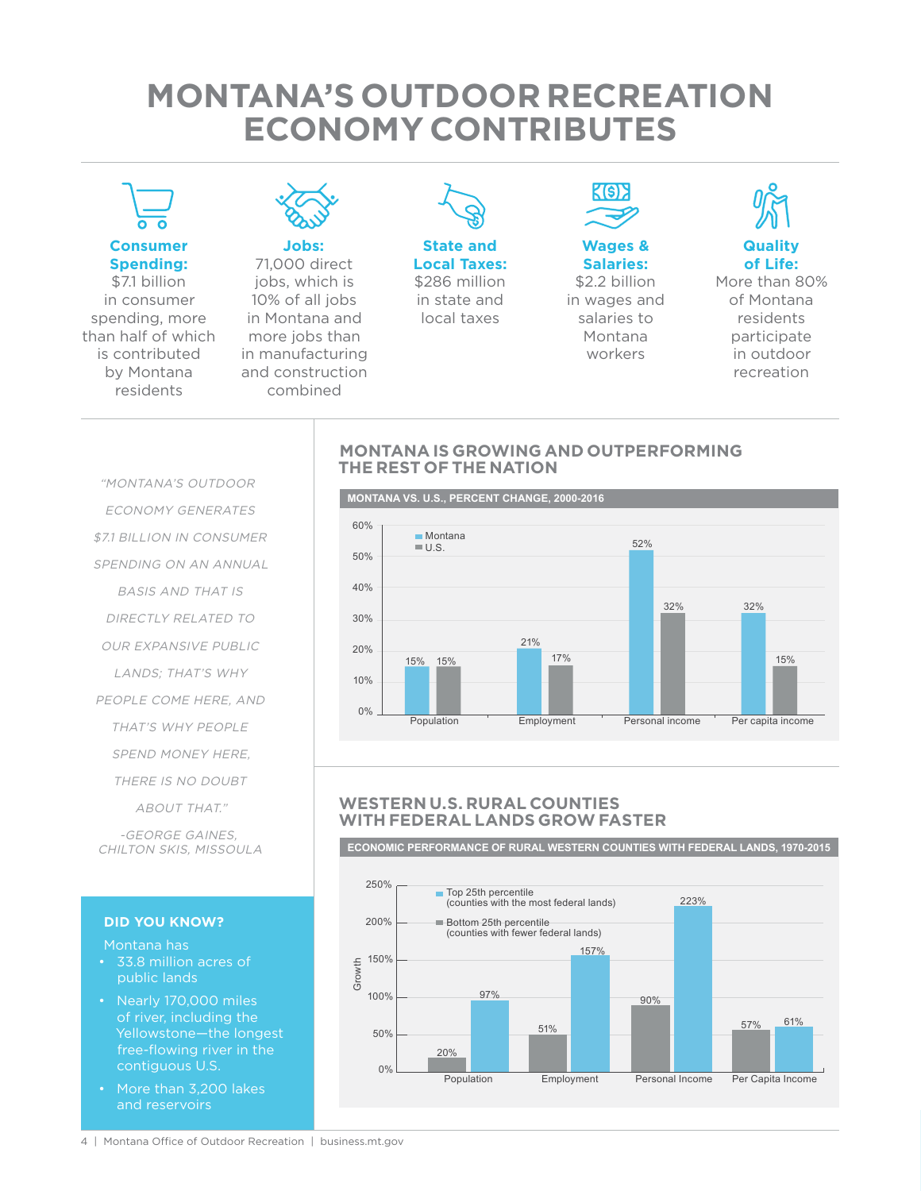# MONTANA'S OUTDOOR RECREATION ECONOMY CONTRIBUTES

**Consumer Spending:**
$7.1 billion in consumer spending, more than half of which is contributed by Montana residents

**Jobs:**
71,000 direct jobs, which is 10% of all jobs in Montana and more jobs than in manufacturing and construction combined

**State and Local Taxes:**
$286 million in state and local taxes

**Wages & Salaries:**
$2.2 billion in wages and salaries to Montana workers

**Quality of Life:**
More than 80% of Montana residents participate in outdoor recreation

*"MONTANA'S OUTDOOR ECONOMY GENERATES $7.1 BILLION IN CONSUMER SPENDING ON AN ANNUAL BASIS AND THAT IS DIRECTLY RELATED TO OUR EXPANSIVE PUBLIC LANDS; THAT'S WHY PEOPLE COME HERE, AND THAT'S WHY PEOPLE SPEND MONEY HERE, THERE IS NO DOUBT ABOUT THAT."*

*-GEORGE GAINES, CHILTON SKIS, MISSOULA*

### DID YOU KNOW?

Montana has

- 33.8 million acres of public lands
- Nearly 170,000 miles of river, including the Yellowstone—the longest free-flowing river in the contiguous U.S.
- More than 3,200 lakes and reservoirs

## MONTANA IS GROWING AND OUTPERFORMING THE REST OF THE NATION

**MONTANA VS. U.S., PERCENT CHANGE, 2000-2016**

| | Montana | U.S. |
|---|---|---|
| Population | 15% | 15% |
| Employment | 21% | 17% |
| Personal income | 52% | 32% |
| Per capita income | 32% | 15% |

## WESTERN U.S. RURAL COUNTIES WITH FEDERAL LANDS GROW FASTER

**ECONOMIC PERFORMANCE OF RURAL WESTERN COUNTIES WITH FEDERAL LANDS, 1970-2015**

| Growth | Bottom 25th percentile (counties with fewer federal lands) | Top 25th percentile (counties with the most federal lands) |
|---|---|---|
| Population | 20% | 97% |
| Employment | 51% | 157% |
| Personal Income | 90% | 223% |
| Per Capita Income | 57% | 61% |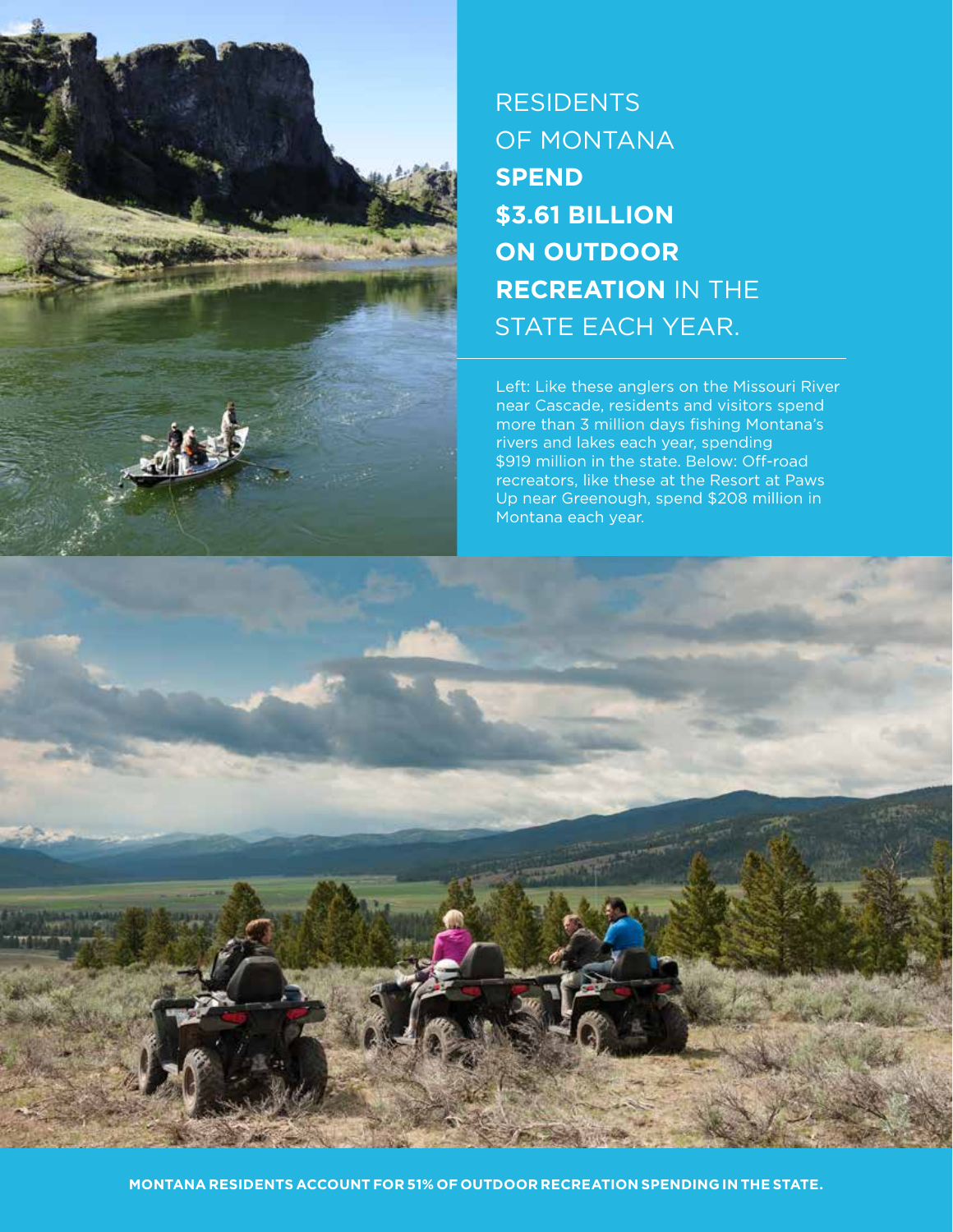RESIDENTS OF MONTANA **SPEND $3.61 BILLION ON OUTDOOR RECREATION** IN THE STATE EACH YEAR.

Left: Like these anglers on the Missouri River near Cascade, residents and visitors spend more than 3 million days fishing Montana's rivers and lakes each year, spending $919 million in the state. Below: Off-road recreators, like these at the Resort at Paws Up near Greenough, spend $208 million in Montana each year.

**MONTANA RESIDENTS ACCOUNT FOR 51% OF OUTDOOR RECREATION SPENDING IN THE STATE.**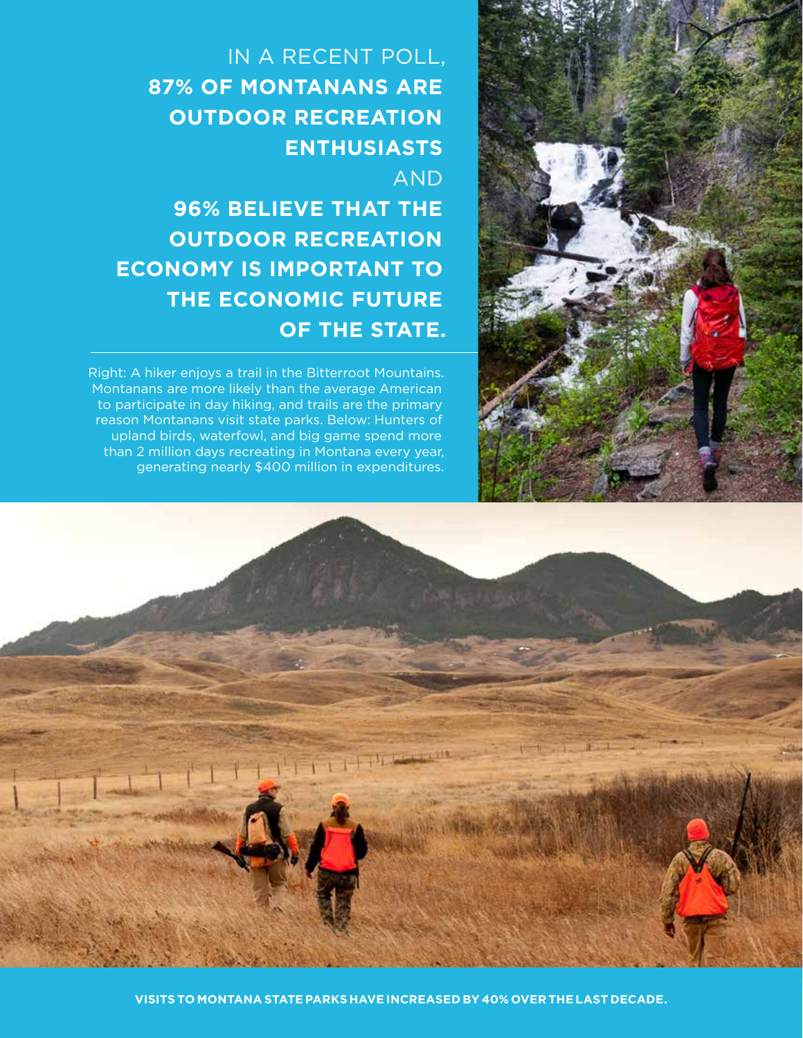IN A RECENT POLL, **87% OF MONTANANS ARE OUTDOOR RECREATION ENTHUSIASTS** AND **96% BELIEVE THAT THE OUTDOOR RECREATION ECONOMY IS IMPORTANT TO THE ECONOMIC FUTURE OF THE STATE.**

Right: A hiker enjoys a trail in the Bitterroot Mountains. Montanans are more likely than the average American to participate in day hiking, and trails are the primary reason Montanans visit state parks. Below: Hunters of upland birds, waterfowl, and big game spend more than 2 million days recreating in Montana every year, generating nearly $400 million in expenditures.

**VISITS TO MONTANA STATE PARKS HAVE INCREASED BY 40% OVER THE LAST DECADE.**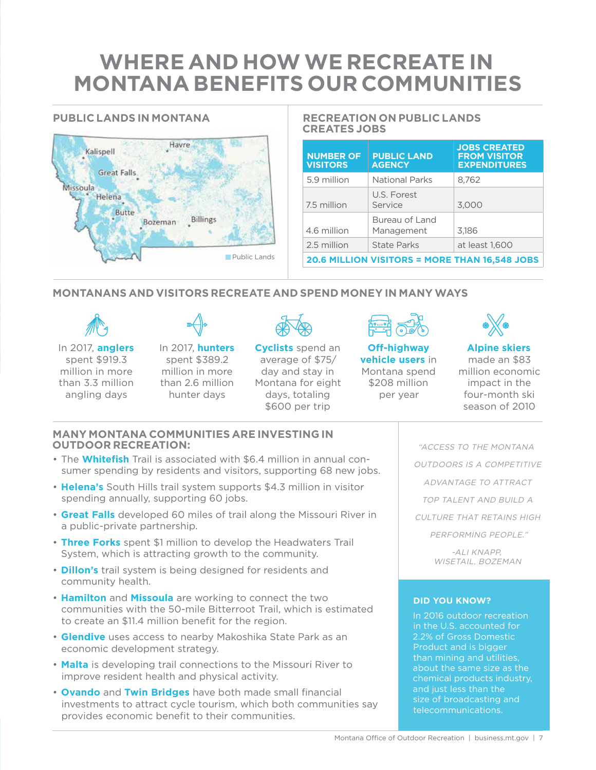# WHERE AND HOW WE RECREATE IN MONTANA BENEFITS OUR COMMUNITIES

## PUBLIC LANDS IN MONTANA

Kalispell
Havre
Great Falls
Missoula
Helena
Butte
Bozeman
Billings

Public Lands

## RECREATION ON PUBLIC LANDS CREATES JOBS

| NUMBER OF VISITORS | PUBLIC LAND AGENCY | JOBS CREATED FROM VISITOR EXPENDITURES |
|---|---|---|
| 5.9 million | National Parks | 8,762 |
| 7.5 million | U.S. Forest Service | 3,000 |
| 4.6 million | Bureau of Land Management | 3,186 |
| 2.5 million | State Parks | at least 1,600 |
| **20.6 MILLION VISITORS = MORE THAN 16,548 JOBS** | | |

## MONTANANS AND VISITORS RECREATE AND SPEND MONEY IN MANY WAYS

In 2017, **anglers** spent $919.3 million in more than 3.3 million angling days

In 2017, **hunters** spent $389.2 million in more than 2.6 million hunter days

**Cyclists** spend an average of $75/day and stay in Montana for eight days, totaling $600 per trip

**Off-highway vehicle users** in Montana spend $208 million per year

**Alpine skiers** made an $83 million economic impact in the four-month ski season of 2010

## MANY MONTANA COMMUNITIES ARE INVESTING IN OUTDOOR RECREATION:

- The **Whitefish** Trail is associated with $6.4 million in annual consumer spending by residents and visitors, supporting 68 new jobs.
- **Helena's** South Hills trail system supports $4.3 million in visitor spending annually, supporting 60 jobs.
- **Great Falls** developed 60 miles of trail along the Missouri River in a public-private partnership.
- **Three Forks** spent $1 million to develop the Headwaters Trail System, which is attracting growth to the community.
- **Dillon's** trail system is being designed for residents and community health.
- **Hamilton** and **Missoula** are working to connect the two communities with the 50-mile Bitterroot Trail, which is estimated to create an $11.4 million benefit for the region.
- **Glendive** uses access to nearby Makoshika State Park as an economic development strategy.
- **Malta** is developing trail connections to the Missouri River to improve resident health and physical activity.
- **Ovando** and **Twin Bridges** have both made small financial investments to attract cycle tourism, which both communities say provides economic benefit to their communities.

*"ACCESS TO THE MONTANA OUTDOORS IS A COMPETITIVE ADVANTAGE TO ATTRACT TOP TALENT AND BUILD A CULTURE THAT RETAINS HIGH PERFORMING PEOPLE."*

*-ALI KNAPP, WISETAIL, BOZEMAN*

### DID YOU KNOW?

In 2016 outdoor recreation in the U.S. accounted for 2.2% of Gross Domestic Product and is bigger than mining and utilities, about the same size as the chemical products industry, and just less than the size of broadcasting and telecommunications.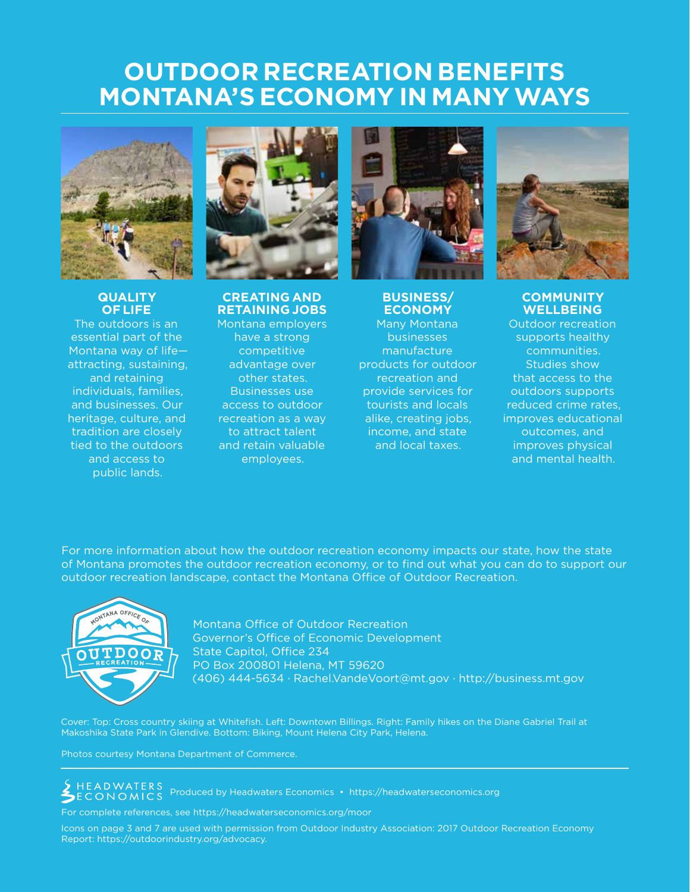# OUTDOOR RECREATION BENEFITS MONTANA'S ECONOMY IN MANY WAYS

### QUALITY OF LIFE

The outdoors is an essential part of the Montana way of life—attracting, sustaining, and retaining individuals, families, and businesses. Our heritage, culture, and tradition are closely tied to the outdoors and access to public lands.

### CREATING AND RETAINING JOBS

Montana employers have a strong competitive advantage over other states. Businesses use access to outdoor recreation as a way to attract talent and retain valuable employees.

### BUSINESS/ ECONOMY

Many Montana businesses manufacture products for outdoor recreation and provide services for tourists and locals alike, creating jobs, income, and state and local taxes.

### COMMUNITY WELLBEING

Outdoor recreation supports healthy communities. Studies show that access to the outdoors supports reduced crime rates, improves educational outcomes, and improves physical and mental health.

For more information about how the outdoor recreation economy impacts our state, how the state of Montana promotes the outdoor recreation economy, or to find out what you can do to support our outdoor recreation landscape, contact the Montana Office of Outdoor Recreation.

Montana Office of Outdoor Recreation
Governor's Office of Economic Development
State Capitol, Office 234
PO Box 200801 Helena, MT 59620
(406) 444-5634 · Rachel.VandeVoort@mt.gov · http://business.mt.gov

Cover: Top: Cross country skiing at Whitefish. Left: Downtown Billings. Right: Family hikes on the Diane Gabriel Trail at Makoshika State Park in Glendive. Bottom: Biking, Mount Helena City Park, Helena.

Photos courtesy Montana Department of Commerce.

HEADWATERS ECONOMICS Produced by Headwaters Economics • https://headwaterseconomics.org

For complete references, see https://headwaterseconomics.org/moor

Icons on page 3 and 7 are used with permission from Outdoor Industry Association: 2017 Outdoor Recreation Economy Report: https://outdoorindustry.org/advocacy.